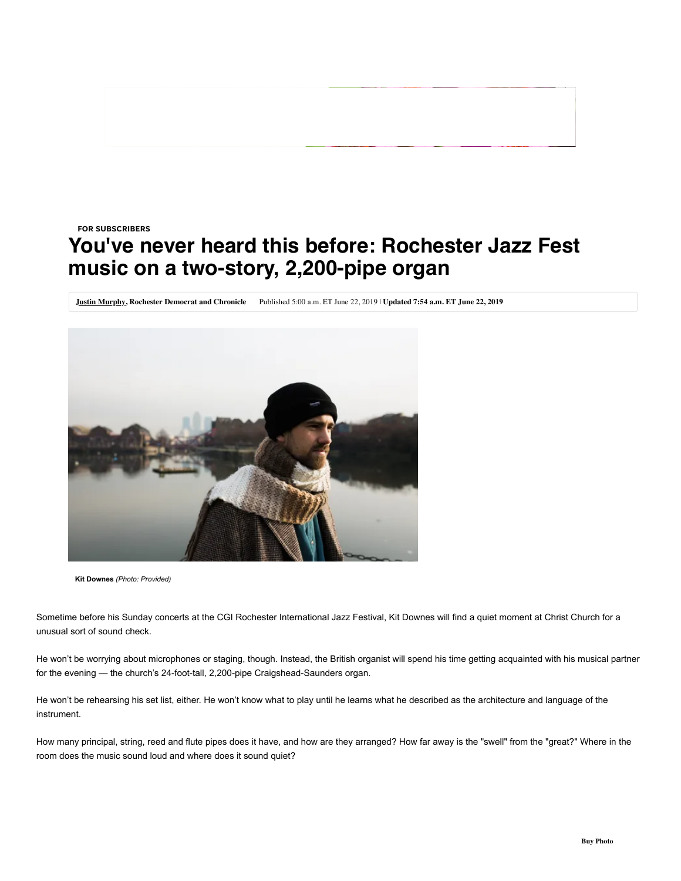FOR SUBSCRIBERS

# You've never heard this before: Rochester Jazz Fest music on a two-story, 2,200-pipe organ

Justin Murphy, Rochester Democrat and Chronicle   Published 5:00 a.m. ET June 22, 2019 | **Updated 7:54 a.m. ET June 22, 2019**

**Kit Downes** *(Photo: Provided)*

Sometime before his Sunday concerts at the CGI Rochester International Jazz Festival, Kit Downes will find a quiet moment at Christ Church for a unusual sort of sound check.

He won't be worrying about microphones or staging, though. Instead, the British organist will spend his time getting acquainted with his musical partner for the evening — the church's 24-foot-tall, 2,200-pipe Craigshead-Saunders organ.

He won't be rehearsing his set list, either. He won't know what to play until he learns what he described as the architecture and language of the instrument.

How many principal, string, reed and flute pipes does it have, and how are they arranged? How far away is the "swell" from the "great?" Where in the room does the music sound loud and where does it sound quiet?

Buy Photo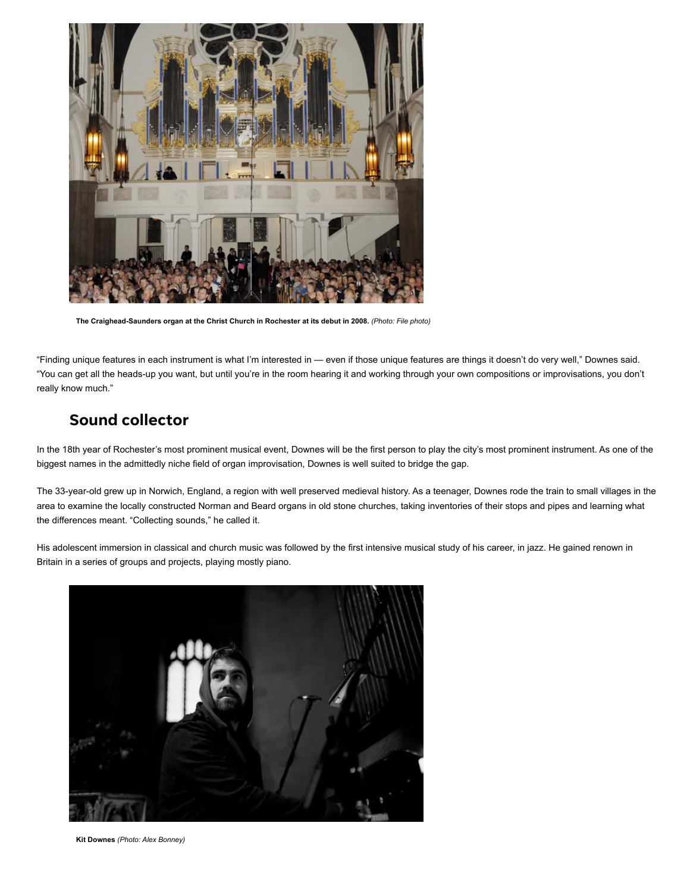**The Craighead-Saunders organ at the Christ Church in Rochester at its debut in 2008.** *(Photo: File photo)*

"Finding unique features in each instrument is what I'm interested in — even if those unique features are things it doesn't do very well," Downes said. "You can get all the heads-up you want, but until you're in the room hearing it and working through your own compositions or improvisations, you don't really know much."

## Sound collector

In the 18th year of Rochester's most prominent musical event, Downes will be the first person to play the city's most prominent instrument. As one of the biggest names in the admittedly niche field of organ improvisation, Downes is well suited to bridge the gap.

The 33-year-old grew up in Norwich, England, a region with well preserved medieval history. As a teenager, Downes rode the train to small villages in the area to examine the locally constructed Norman and Beard organs in old stone churches, taking inventories of their stops and pipes and learning what the differences meant. "Collecting sounds," he called it.

His adolescent immersion in classical and church music was followed by the first intensive musical study of his career, in jazz. He gained renown in Britain in a series of groups and projects, playing mostly piano.

**Kit Downes** *(Photo: Alex Bonney)*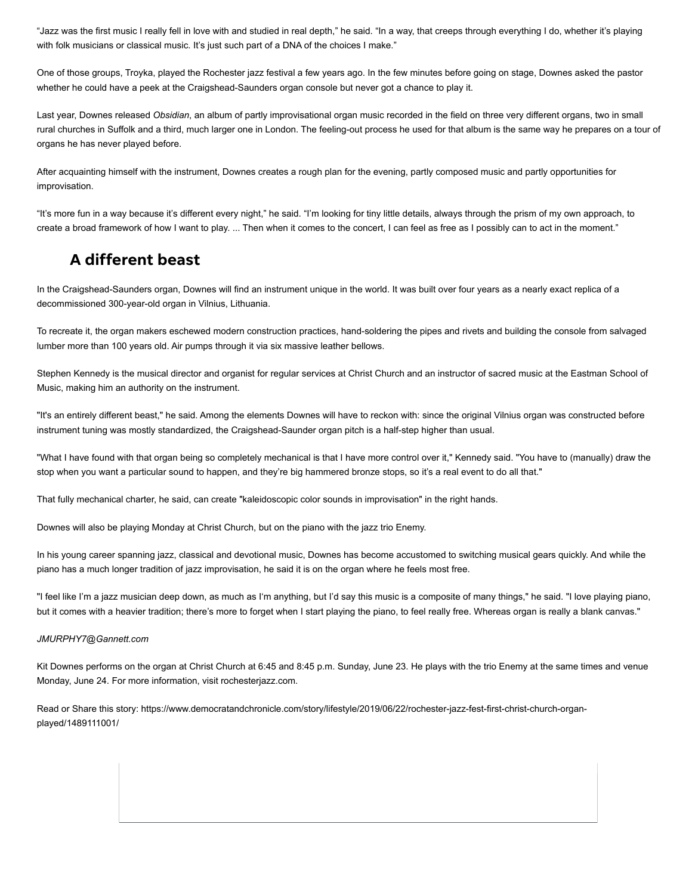"Jazz was the first music I really fell in love with and studied in real depth," he said. "In a way, that creeps through everything I do, whether it's playing with folk musicians or classical music. It's just such part of a DNA of the choices I make."

One of those groups, Troyka, played the Rochester jazz festival a few years ago. In the few minutes before going on stage, Downes asked the pastor whether he could have a peek at the Craigshead-Saunders organ console but never got a chance to play it.

Last year, Downes released *Obsidian*, an album of partly improvisational organ music recorded in the field on three very different organs, two in small rural churches in Suffolk and a third, much larger one in London. The feeling-out process he used for that album is the same way he prepares on a tour of organs he has never played before.

After acquainting himself with the instrument, Downes creates a rough plan for the evening, partly composed music and partly opportunities for improvisation.

"It's more fun in a way because it's different every night," he said. "I'm looking for tiny little details, always through the prism of my own approach, to create a broad framework of how I want to play. ... Then when it comes to the concert, I can feel as free as I possibly can to act in the moment."

## A different beast

In the Craigshead-Saunders organ, Downes will find an instrument unique in the world. It was built over four years as a nearly exact replica of a decommissioned 300-year-old organ in Vilnius, Lithuania.

To recreate it, the organ makers eschewed modern construction practices, hand-soldering the pipes and rivets and building the console from salvaged lumber more than 100 years old. Air pumps through it via six massive leather bellows.

Stephen Kennedy is the musical director and organist for regular services at Christ Church and an instructor of sacred music at the Eastman School of Music, making him an authority on the instrument.

"It's an entirely different beast," he said. Among the elements Downes will have to reckon with: since the original Vilnius organ was constructed before instrument tuning was mostly standardized, the Craigshead-Saunder organ pitch is a half-step higher than usual.

"What I have found with that organ being so completely mechanical is that I have more control over it," Kennedy said. "You have to (manually) draw the stop when you want a particular sound to happen, and they're big hammered bronze stops, so it's a real event to do all that."

That fully mechanical charter, he said, can create "kaleidoscopic color sounds in improvisation" in the right hands.

Downes will also be playing Monday at Christ Church, but on the piano with the jazz trio Enemy.

In his young career spanning jazz, classical and devotional music, Downes has become accustomed to switching musical gears quickly. And while the piano has a much longer tradition of jazz improvisation, he said it is on the organ where he feels most free.

"I feel like I'm a jazz musician deep down, as much as I'm anything, but I'd say this music is a composite of many things," he said. "I love playing piano, but it comes with a heavier tradition; there's more to forget when I start playing the piano, to feel really free. Whereas organ is really a blank canvas."

*JMURPHY7@Gannett.com*

Kit Downes performs on the organ at Christ Church at 6:45 and 8:45 p.m. Sunday, June 23. He plays with the trio Enemy at the same times and venue Monday, June 24. For more information, visit rochesterjazz.com.

Read or Share this story: https://www.democratandchronicle.com/story/lifestyle/2019/06/22/rochester-jazz-fest-first-christ-church-organ-played/1489111001/